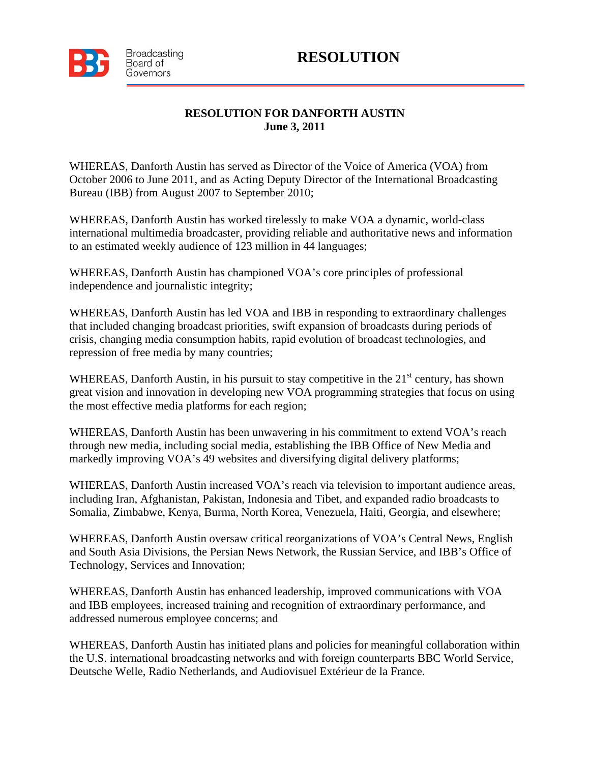Broadcasting Board of Governors

# RESOLUTION

## RESOLUTION FOR DANFORTH AUSTIN
**June 3, 2011**

WHEREAS, Danforth Austin has served as Director of the Voice of America (VOA) from October 2006 to June 2011, and as Acting Deputy Director of the International Broadcasting Bureau (IBB) from August 2007 to September 2010;

WHEREAS, Danforth Austin has worked tirelessly to make VOA a dynamic, world-class international multimedia broadcaster, providing reliable and authoritative news and information to an estimated weekly audience of 123 million in 44 languages;

WHEREAS, Danforth Austin has championed VOA's core principles of professional independence and journalistic integrity;

WHEREAS, Danforth Austin has led VOA and IBB in responding to extraordinary challenges that included changing broadcast priorities, swift expansion of broadcasts during periods of crisis, changing media consumption habits, rapid evolution of broadcast technologies, and repression of free media by many countries;

WHEREAS, Danforth Austin, in his pursuit to stay competitive in the 21st century, has shown great vision and innovation in developing new VOA programming strategies that focus on using the most effective media platforms for each region;

WHEREAS, Danforth Austin has been unwavering in his commitment to extend VOA's reach through new media, including social media, establishing the IBB Office of New Media and markedly improving VOA's 49 websites and diversifying digital delivery platforms;

WHEREAS, Danforth Austin increased VOA's reach via television to important audience areas, including Iran, Afghanistan, Pakistan, Indonesia and Tibet, and expanded radio broadcasts to Somalia, Zimbabwe, Kenya, Burma, North Korea, Venezuela, Haiti, Georgia, and elsewhere;

WHEREAS, Danforth Austin oversaw critical reorganizations of VOA's Central News, English and South Asia Divisions, the Persian News Network, the Russian Service, and IBB's Office of Technology, Services and Innovation;

WHEREAS, Danforth Austin has enhanced leadership, improved communications with VOA and IBB employees, increased training and recognition of extraordinary performance, and addressed numerous employee concerns; and

WHEREAS, Danforth Austin has initiated plans and policies for meaningful collaboration within the U.S. international broadcasting networks and with foreign counterparts BBC World Service, Deutsche Welle, Radio Netherlands, and Audiovisuel Extérieur de la France.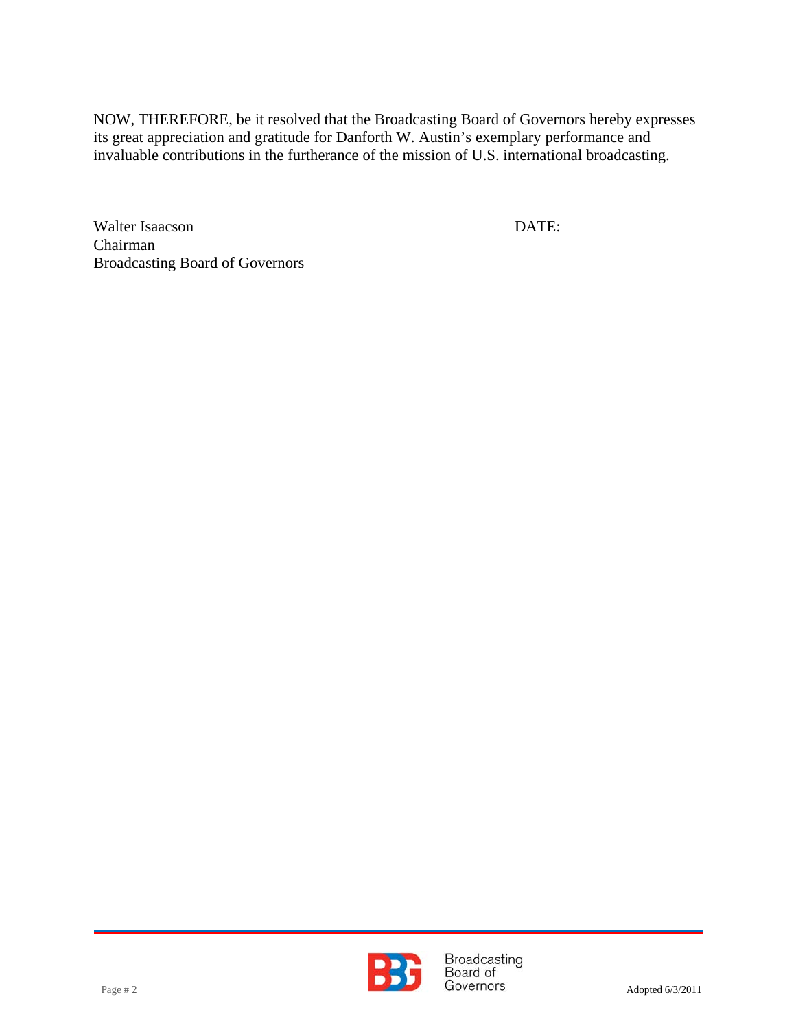NOW, THEREFORE, be it resolved that the Broadcasting Board of Governors hereby expresses its great appreciation and gratitude for Danforth W. Austin's exemplary performance and invaluable contributions in the furtherance of the mission of U.S. international broadcasting.

Walter Isaacson
Chairman
Broadcasting Board of Governors

DATE: